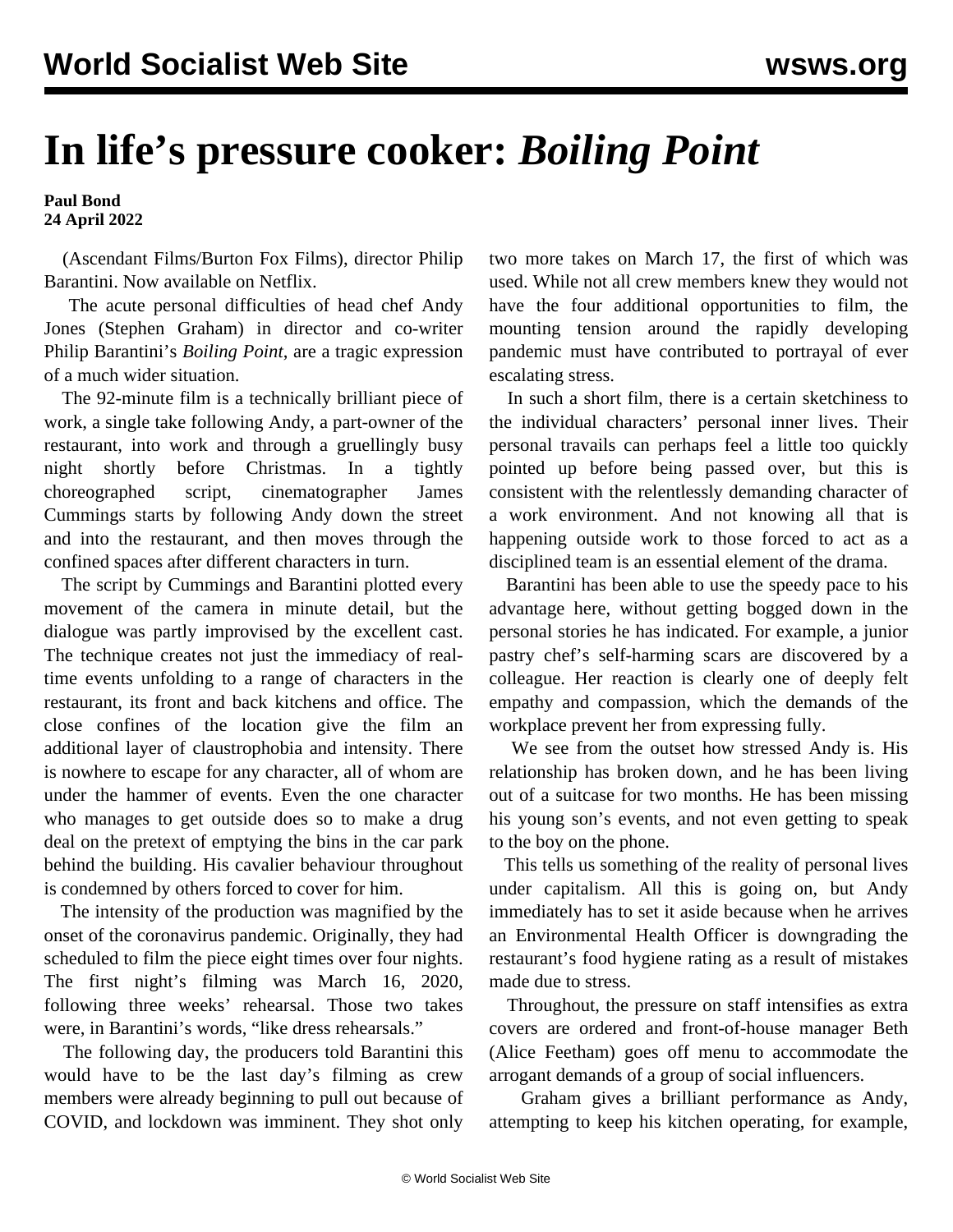# In life's pressure cooker: *Boiling Point*

**Paul Bond**
**24 April 2022**

(Ascendant Films/Burton Fox Films), director Philip Barantini. Now available on Netflix.

The acute personal difficulties of head chef Andy Jones (Stephen Graham) in director and co-writer Philip Barantini's *Boiling Point*, are a tragic expression of a much wider situation.

The 92-minute film is a technically brilliant piece of work, a single take following Andy, a part-owner of the restaurant, into work and through a gruellingly busy night shortly before Christmas. In a tightly choreographed script, cinematographer James Cummings starts by following Andy down the street and into the restaurant, and then moves through the confined spaces after different characters in turn.

The script by Cummings and Barantini plotted every movement of the camera in minute detail, but the dialogue was partly improvised by the excellent cast. The technique creates not just the immediacy of real-time events unfolding to a range of characters in the restaurant, its front and back kitchens and office. The close confines of the location give the film an additional layer of claustrophobia and intensity. There is nowhere to escape for any character, all of whom are under the hammer of events. Even the one character who manages to get outside does so to make a drug deal on the pretext of emptying the bins in the car park behind the building. His cavalier behaviour throughout is condemned by others forced to cover for him.

The intensity of the production was magnified by the onset of the coronavirus pandemic. Originally, they had scheduled to film the piece eight times over four nights. The first night's filming was March 16, 2020, following three weeks' rehearsal. Those two takes were, in Barantini's words, "like dress rehearsals."

The following day, the producers told Barantini this would have to be the last day's filming as crew members were already beginning to pull out because of COVID, and lockdown was imminent. They shot only two more takes on March 17, the first of which was used. While not all crew members knew they would not have the four additional opportunities to film, the mounting tension around the rapidly developing pandemic must have contributed to portrayal of ever escalating stress.

In such a short film, there is a certain sketchiness to the individual characters' personal inner lives. Their personal travails can perhaps feel a little too quickly pointed up before being passed over, but this is consistent with the relentlessly demanding character of a work environment. And not knowing all that is happening outside work to those forced to act as a disciplined team is an essential element of the drama.

Barantini has been able to use the speedy pace to his advantage here, without getting bogged down in the personal stories he has indicated. For example, a junior pastry chef's self-harming scars are discovered by a colleague. Her reaction is clearly one of deeply felt empathy and compassion, which the demands of the workplace prevent her from expressing fully.

We see from the outset how stressed Andy is. His relationship has broken down, and he has been living out of a suitcase for two months. He has been missing his young son's events, and not even getting to speak to the boy on the phone.

This tells us something of the reality of personal lives under capitalism. All this is going on, but Andy immediately has to set it aside because when he arrives an Environmental Health Officer is downgrading the restaurant's food hygiene rating as a result of mistakes made due to stress.

Throughout, the pressure on staff intensifies as extra covers are ordered and front-of-house manager Beth (Alice Feetham) goes off menu to accommodate the arrogant demands of a group of social influencers.

Graham gives a brilliant performance as Andy, attempting to keep his kitchen operating, for example,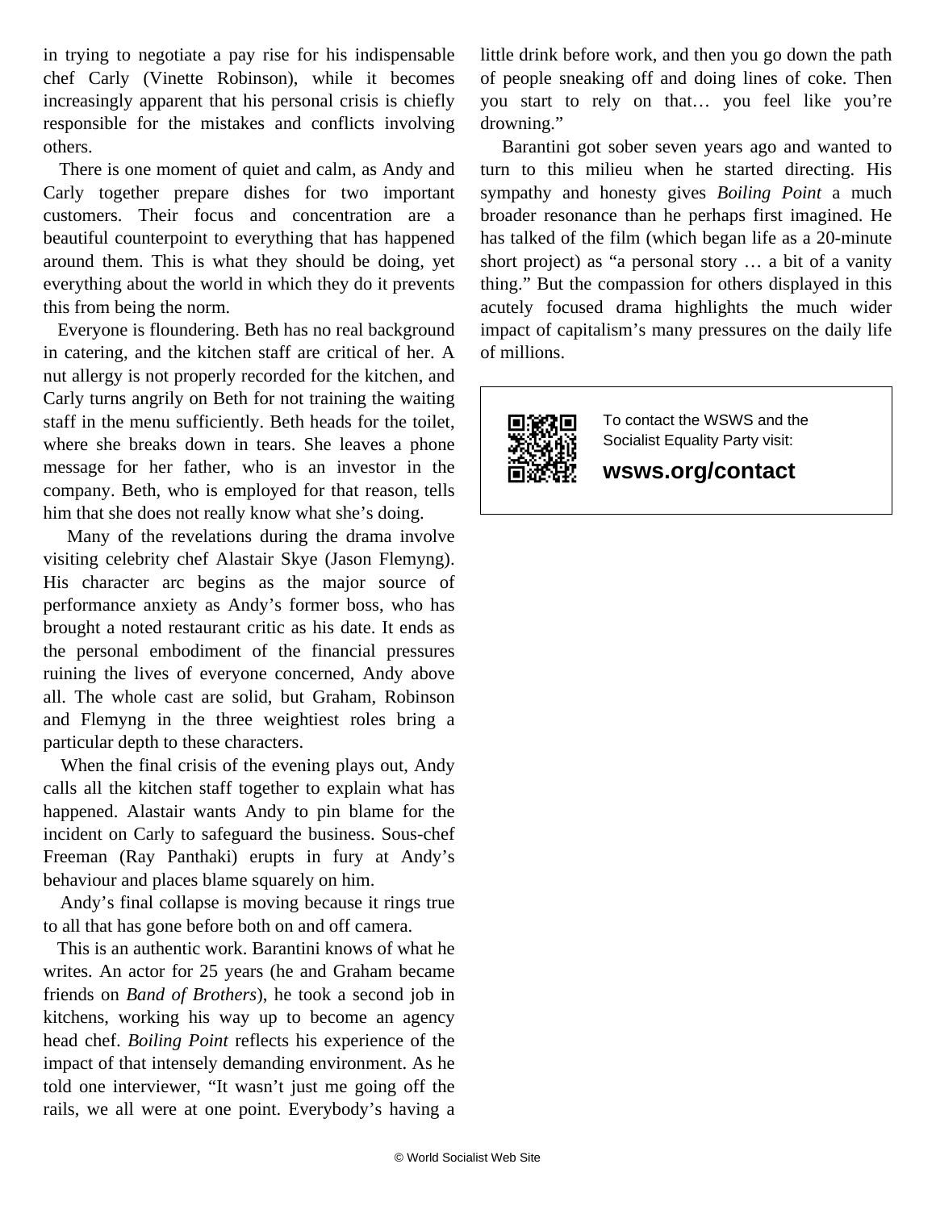in trying to negotiate a pay rise for his indispensable chef Carly (Vinette Robinson), while it becomes increasingly apparent that his personal crisis is chiefly responsible for the mistakes and conflicts involving others.

There is one moment of quiet and calm, as Andy and Carly together prepare dishes for two important customers. Their focus and concentration are a beautiful counterpoint to everything that has happened around them. This is what they should be doing, yet everything about the world in which they do it prevents this from being the norm.

Everyone is floundering. Beth has no real background in catering, and the kitchen staff are critical of her. A nut allergy is not properly recorded for the kitchen, and Carly turns angrily on Beth for not training the waiting staff in the menu sufficiently. Beth heads for the toilet, where she breaks down in tears. She leaves a phone message for her father, who is an investor in the company. Beth, who is employed for that reason, tells him that she does not really know what she's doing.

Many of the revelations during the drama involve visiting celebrity chef Alastair Skye (Jason Flemyng). His character arc begins as the major source of performance anxiety as Andy's former boss, who has brought a noted restaurant critic as his date. It ends as the personal embodiment of the financial pressures ruining the lives of everyone concerned, Andy above all. The whole cast are solid, but Graham, Robinson and Flemyng in the three weightiest roles bring a particular depth to these characters.

When the final crisis of the evening plays out, Andy calls all the kitchen staff together to explain what has happened. Alastair wants Andy to pin blame for the incident on Carly to safeguard the business. Sous-chef Freeman (Ray Panthaki) erupts in fury at Andy's behaviour and places blame squarely on him.

Andy's final collapse is moving because it rings true to all that has gone before both on and off camera.

This is an authentic work. Barantini knows of what he writes. An actor for 25 years (he and Graham became friends on *Band of Brothers*), he took a second job in kitchens, working his way up to become an agency head chef. *Boiling Point* reflects his experience of the impact of that intensely demanding environment. As he told one interviewer, "It wasn't just me going off the rails, we all were at one point. Everybody's having a little drink before work, and then you go down the path of people sneaking off and doing lines of coke. Then you start to rely on that… you feel like you're drowning."

Barantini got sober seven years ago and wanted to turn to this milieu when he started directing. His sympathy and honesty gives *Boiling Point* a much broader resonance than he perhaps first imagined. He has talked of the film (which began life as a 20-minute short project) as "a personal story … a bit of a vanity thing." But the compassion for others displayed in this acutely focused drama highlights the much wider impact of capitalism's many pressures on the daily life of millions.

To contact the WSWS and the Socialist Equality Party visit:

**wsws.org/contact**